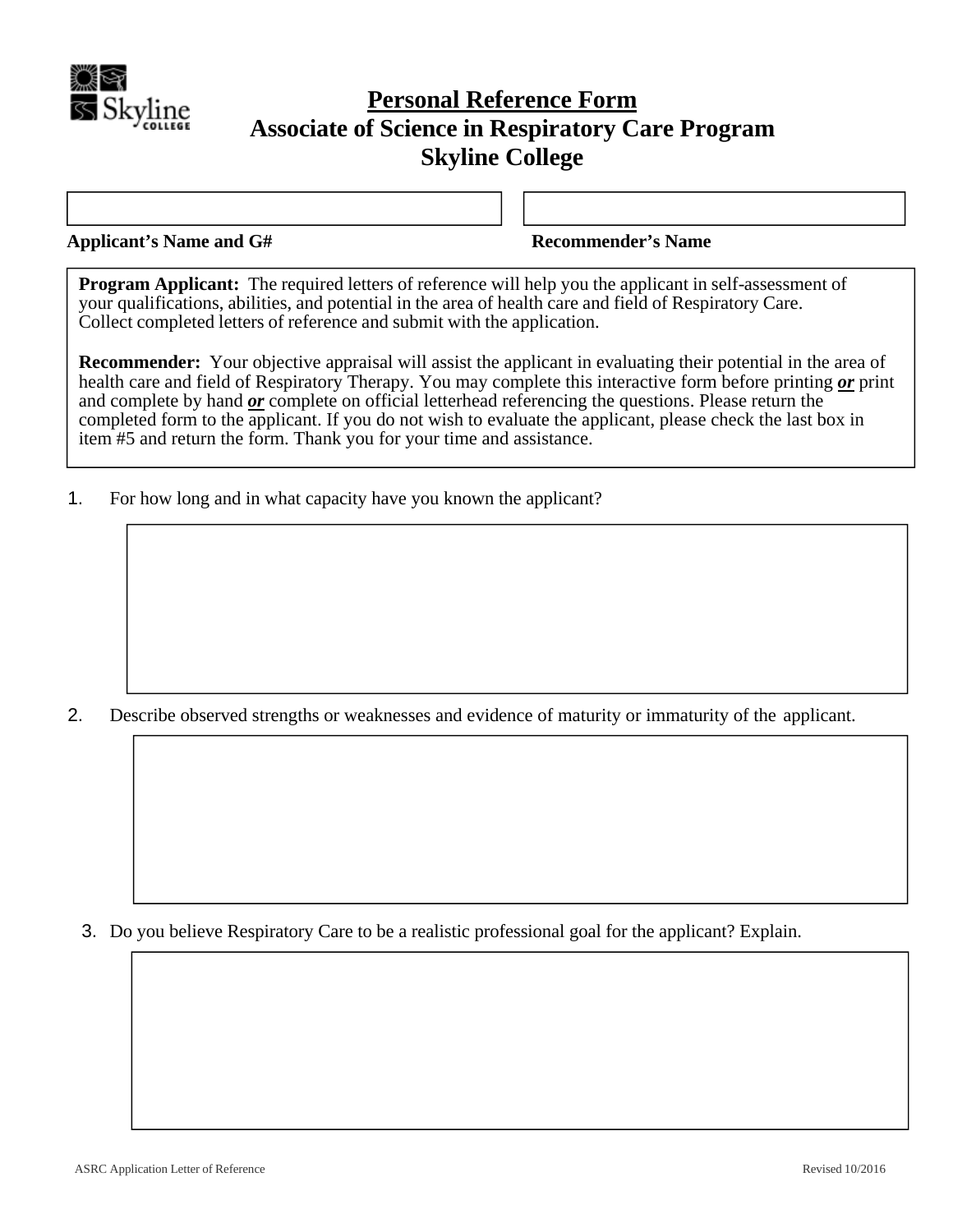# Personal Reference Form
## Associate of Science in Respiratory Care Program
## Skyline College

**Applicant's Name and G#** 

**Recommender's Name**

**Program Applicant:** The required letters of reference will help you the applicant in self-assessment of your qualifications, abilities, and potential in the area of health care and field of Respiratory Care. Collect completed letters of reference and submit with the application.

**Recommender:** Your objective appraisal will assist the applicant in evaluating their potential in the area of health care and field of Respiratory Therapy. You may complete this interactive form before printing ***or*** print and complete by hand ***or*** complete on official letterhead referencing the questions. Please return the completed form to the applicant. If you do not wish to evaluate the applicant, please check the last box in item #5 and return the form. Thank you for your time and assistance.

1. For how long and in what capacity have you known the applicant?

2. Describe observed strengths or weaknesses and evidence of maturity or immaturity of the applicant.

3. Do you believe Respiratory Care to be a realistic professional goal for the applicant? Explain.

ASRC Application Letter of Reference

Revised 10/2016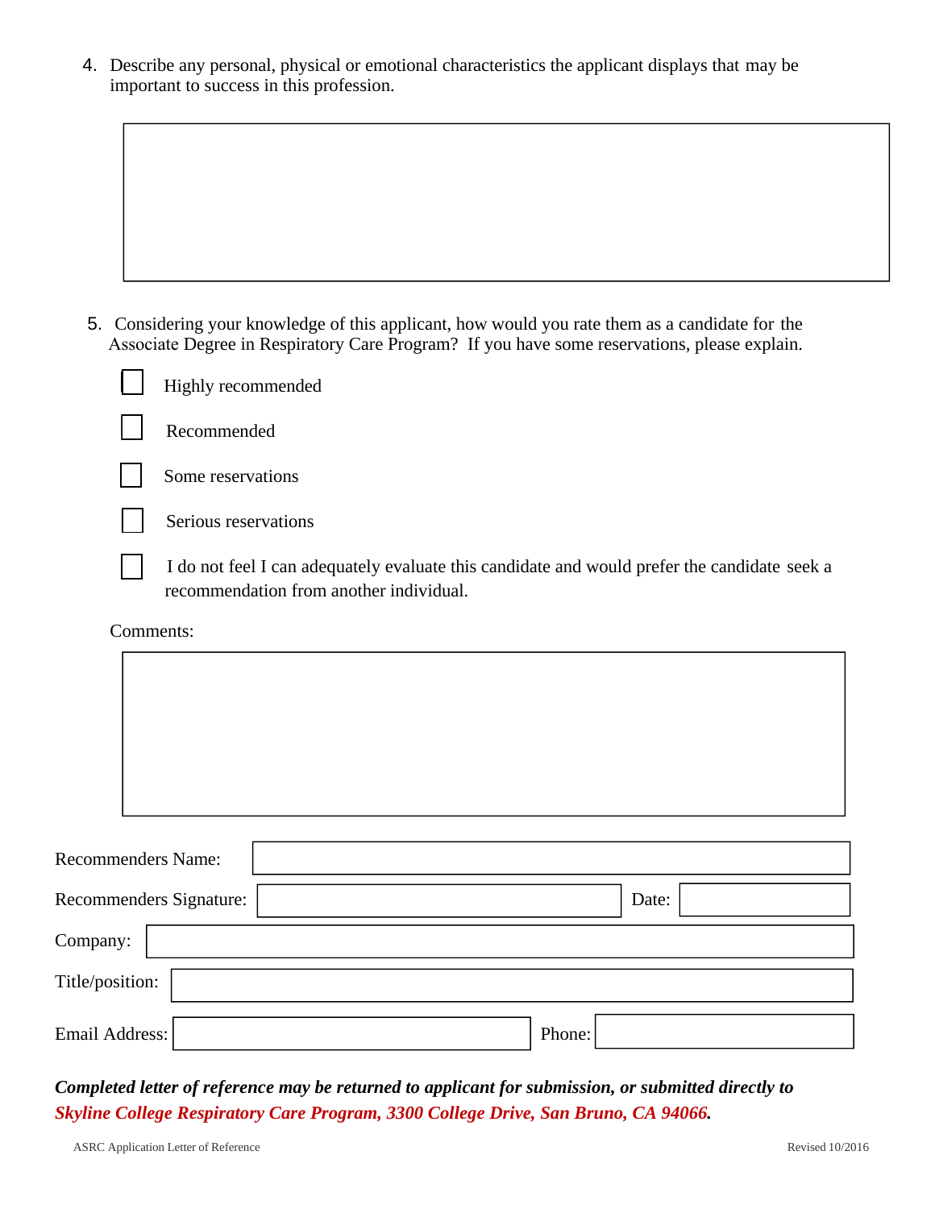4. Describe any personal, physical or emotional characteristics the applicant displays that may be important to success in this profession.

5. Considering your knowledge of this applicant, how would you rate them as a candidate for the Associate Degree in Respiratory Care Program? If you have some reservations, please explain.

- ☐ Highly recommended
- ☐ Recommended
- ☐ Some reservations
- ☐ Serious reservations
- ☐ I do not feel I can adequately evaluate this candidate and would prefer the candidate seek a recommendation from another individual.

Comments:

Recommenders Name:

Recommenders Signature: Date:

Company:

Title/position:

Email Address: Phone:

***Completed letter of reference may be returned to applicant for submission, or submitted directly to Skyline College Respiratory Care Program, 3300 College Drive, San Bruno, CA 94066.***

ASRC Application Letter of Reference Revised 10/2016